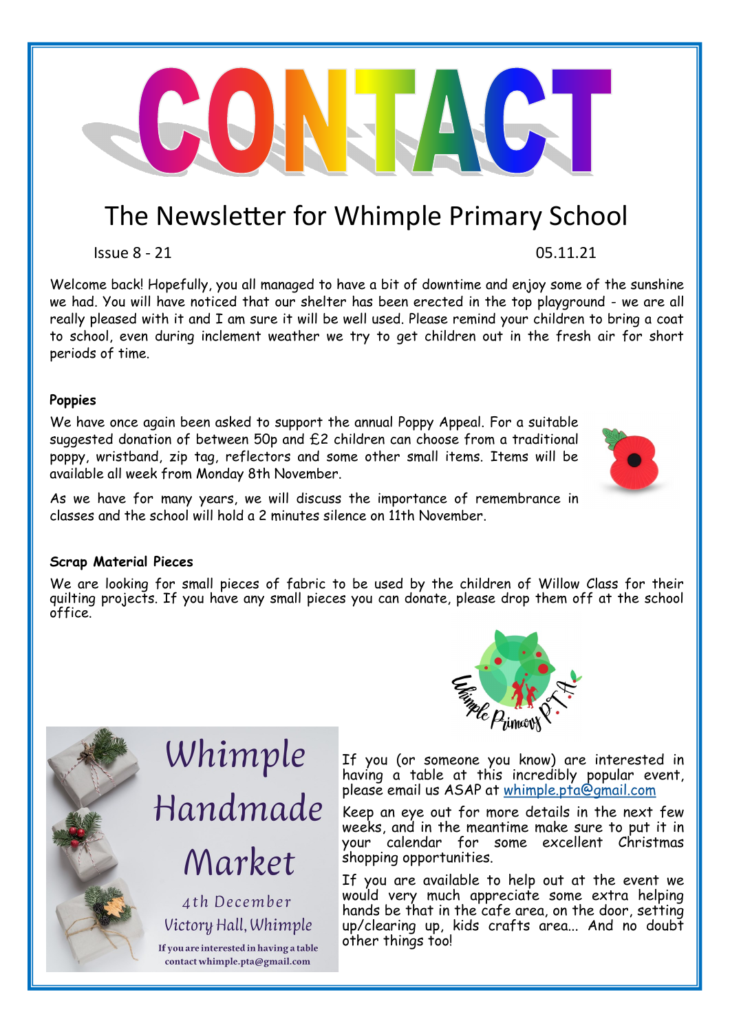# CONTACT

## The Newsletter for Whimple Primary School

Issue 8 - 21 05.11.21

Welcome back! Hopefully, you all managed to have a bit of downtime and enjoy some of the sunshine we had. You will have noticed that our shelter has been erected in the top playground - we are all really pleased with it and I am sure it will be well used. Please remind your children to bring a coat to school, even during inclement weather we try to get children out in the fresh air for short periods of time.

**Poppies**

We have once again been asked to support the annual Poppy Appeal. For a suitable suggested donation of between 50p and £2 children can choose from a traditional poppy, wristband, zip tag, reflectors and some other small items. Items will be available all week from Monday 8th November.

As we have for many years, we will discuss the importance of remembrance in classes and the school will hold a 2 minutes silence on 11th November.

**Scrap Material Pieces**

We are looking for small pieces of fabric to be used by the children of Willow Class for their quilting projects. If you have any small pieces you can donate, please drop them off at the school office.

Whimple Primary P.T.A.

**Whimple Handmade Market**

4th December

Victory Hall, Whimple

If you are interested in having a table contact whimple.pta@gmail.com

If you (or someone you know) are interested in having a table at this incredibly popular event, please email us ASAP at whimple.pta@gmail.com

Keep an eye out for more details in the next few weeks, and in the meantime make sure to put it in your calendar for some excellent Christmas shopping opportunities.

If you are available to help out at the event we would very much appreciate some extra helping hands be that in the cafe area, on the door, setting up/clearing up, kids crafts area... And no doubt other things too!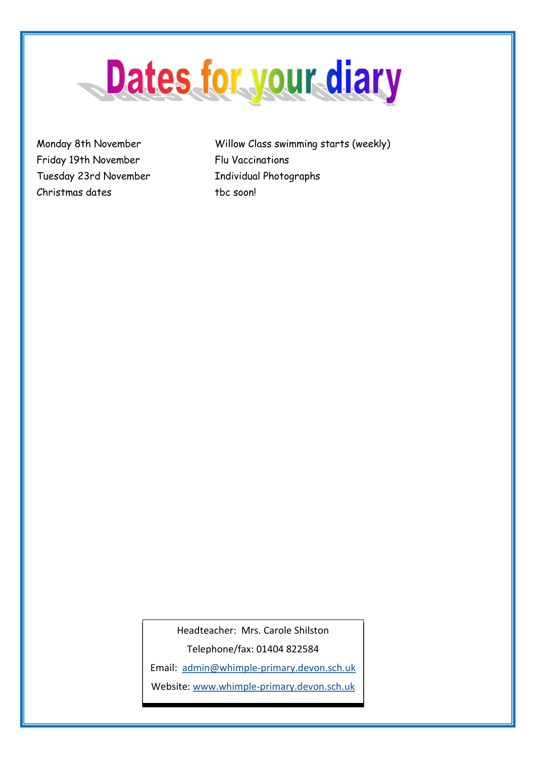# Dates for your diary

| | |
|---|---|
| Monday 8th November | Willow Class swimming starts (weekly) |
| Friday 19th November | Flu Vaccinations |
| Tuesday 23rd November | Individual Photographs |
| Christmas dates | tbc soon! |

Headteacher: Mrs. Carole Shilston

Telephone/fax: 01404 822584

Email: admin@whimple-primary.devon.sch.uk

Website: www.whimple-primary.devon.sch.uk